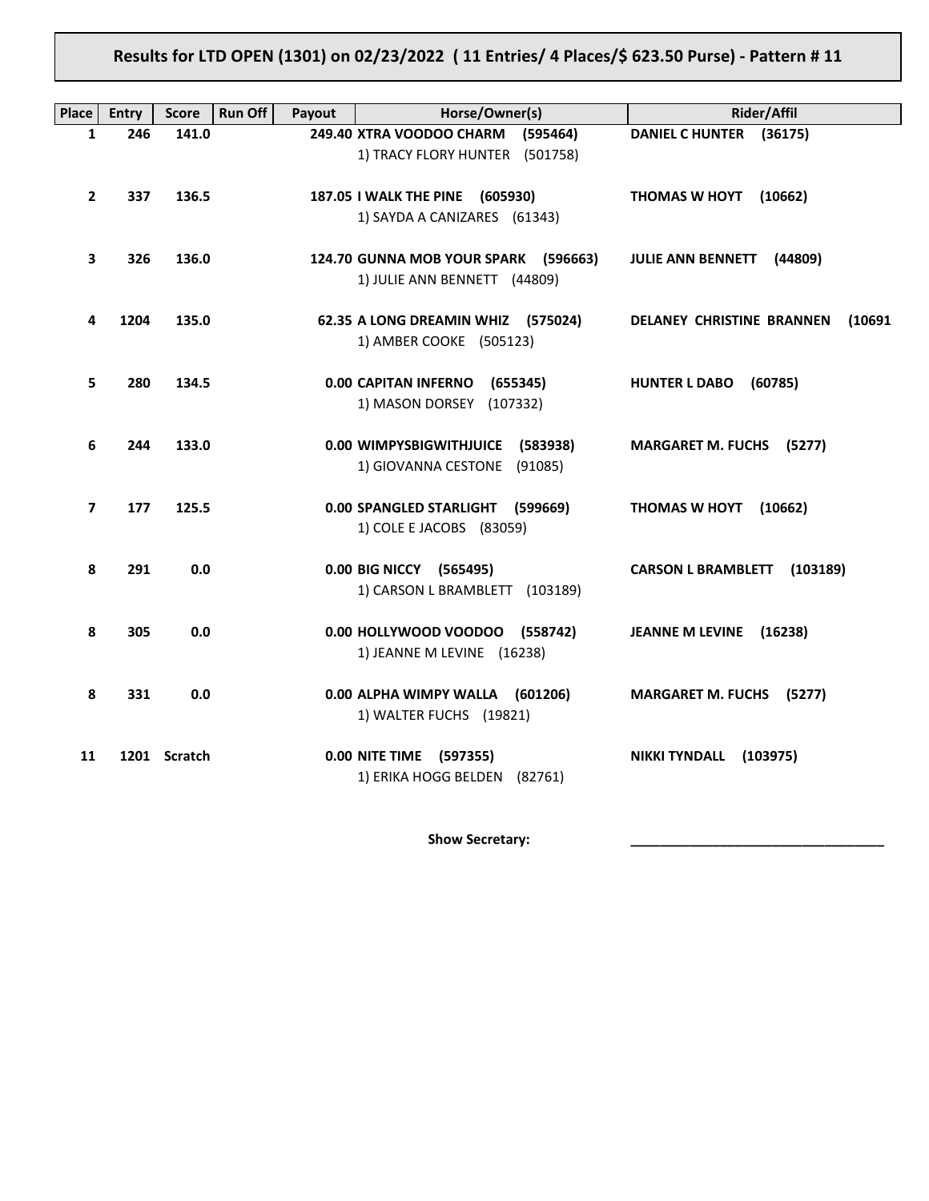# Results for LTD OPEN (1301) on 02/23/2022 ( 11 Entries/ 4 Places/$ 623.50 Purse) - Pattern # 11

| Place | Entry | Score | Run Off | Payout | Horse/Owner(s) | Rider/Affil |
|---|---|---|---|---|---|---|
| 1 | 246 | 141.0 | | 249.40 | **XTRA VOODOO CHARM (595464)**<br>1) TRACY FLORY HUNTER (501758) | **DANIEL C HUNTER (36175)** |
| 2 | 337 | 136.5 | | 187.05 | **I WALK THE PINE (605930)**<br>1) SAYDA A CANIZARES (61343) | **THOMAS W HOYT (10662)** |
| 3 | 326 | 136.0 | | 124.70 | **GUNNA MOB YOUR SPARK (596663)**<br>1) JULIE ANN BENNETT (44809) | **JULIE ANN BENNETT (44809)** |
| 4 | 1204 | 135.0 | | 62.35 | **A LONG DREAMIN WHIZ (575024)**<br>1) AMBER COOKE (505123) | **DELANEY CHRISTINE BRANNEN (10691** |
| 5 | 280 | 134.5 | | 0.00 | **CAPITAN INFERNO (655345)**<br>1) MASON DORSEY (107332) | **HUNTER L DABO (60785)** |
| 6 | 244 | 133.0 | | 0.00 | **WIMPYSBIGWITHJUICE (583938)**<br>1) GIOVANNA CESTONE (91085) | **MARGARET M. FUCHS (5277)** |
| 7 | 177 | 125.5 | | 0.00 | **SPANGLED STARLIGHT (599669)**<br>1) COLE E JACOBS (83059) | **THOMAS W HOYT (10662)** |
| 8 | 291 | 0.0 | | 0.00 | **BIG NICCY (565495)**<br>1) CARSON L BRAMBLETT (103189) | **CARSON L BRAMBLETT (103189)** |
| 8 | 305 | 0.0 | | 0.00 | **HOLLYWOOD VOODOO (558742)**<br>1) JEANNE M LEVINE (16238) | **JEANNE M LEVINE (16238)** |
| 8 | 331 | 0.0 | | 0.00 | **ALPHA WIMPY WALLA (601206)**<br>1) WALTER FUCHS (19821) | **MARGARET M. FUCHS (5277)** |
| 11 | 1201 | Scratch | | 0.00 | **NITE TIME (597355)**<br>1) ERIKA HOGG BELDEN (82761) | **NIKKI TYNDALL (103975)** |

**Show Secretary:** ______________________________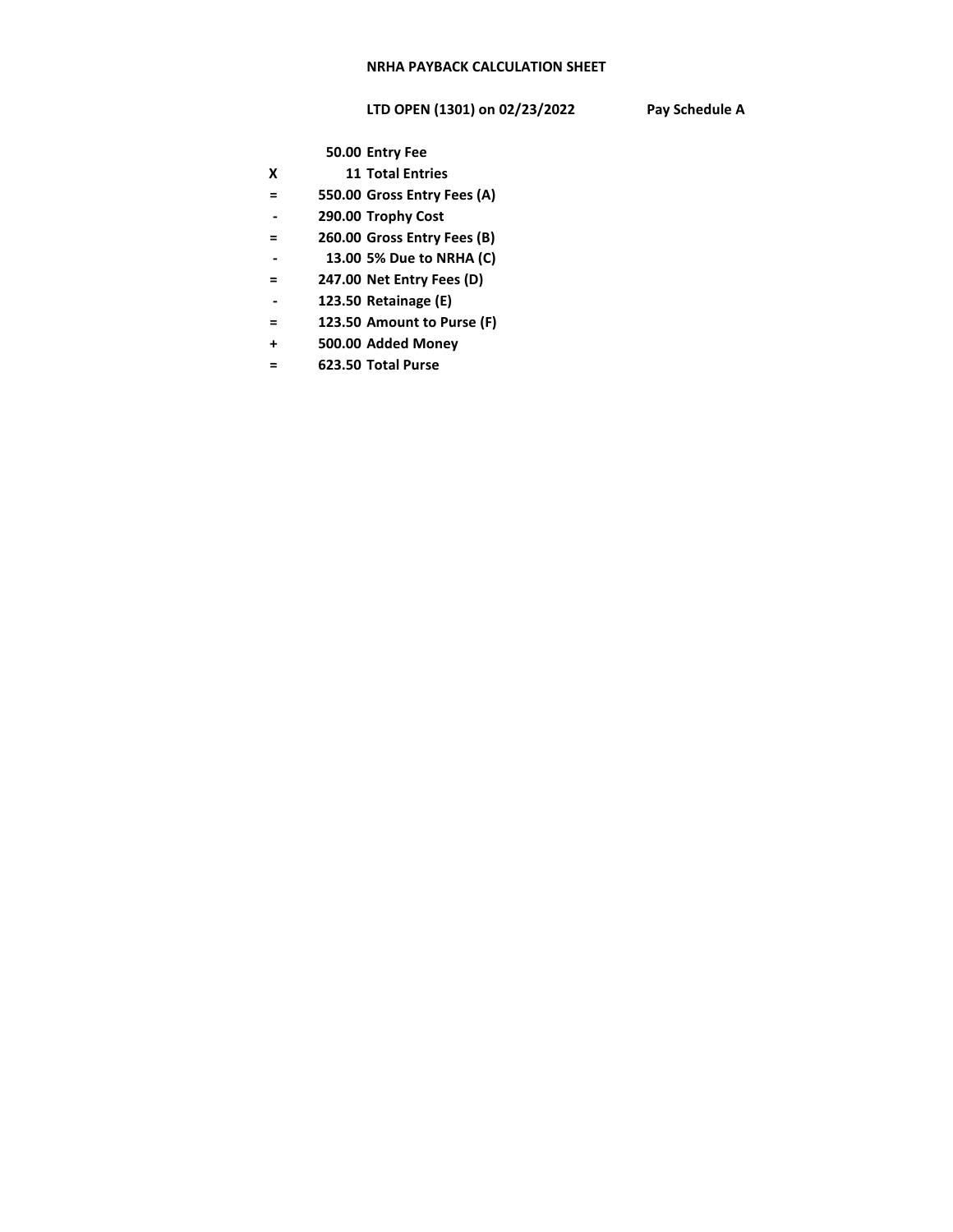**NRHA PAYBACK CALCULATION SHEET**

**LTD OPEN (1301) on 02/23/2022** **Pay Schedule A**

| | | |
|---|---|---|
| | 50.00 | Entry Fee |
| X | 11 | Total Entries |
| = | 550.00 | Gross Entry Fees (A) |
| - | 290.00 | Trophy Cost |
| = | 260.00 | Gross Entry Fees (B) |
| - | 13.00 | 5% Due to NRHA (C) |
| = | 247.00 | Net Entry Fees (D) |
| - | 123.50 | Retainage (E) |
| = | 123.50 | Amount to Purse (F) |
| + | 500.00 | Added Money |
| = | 623.50 | Total Purse |